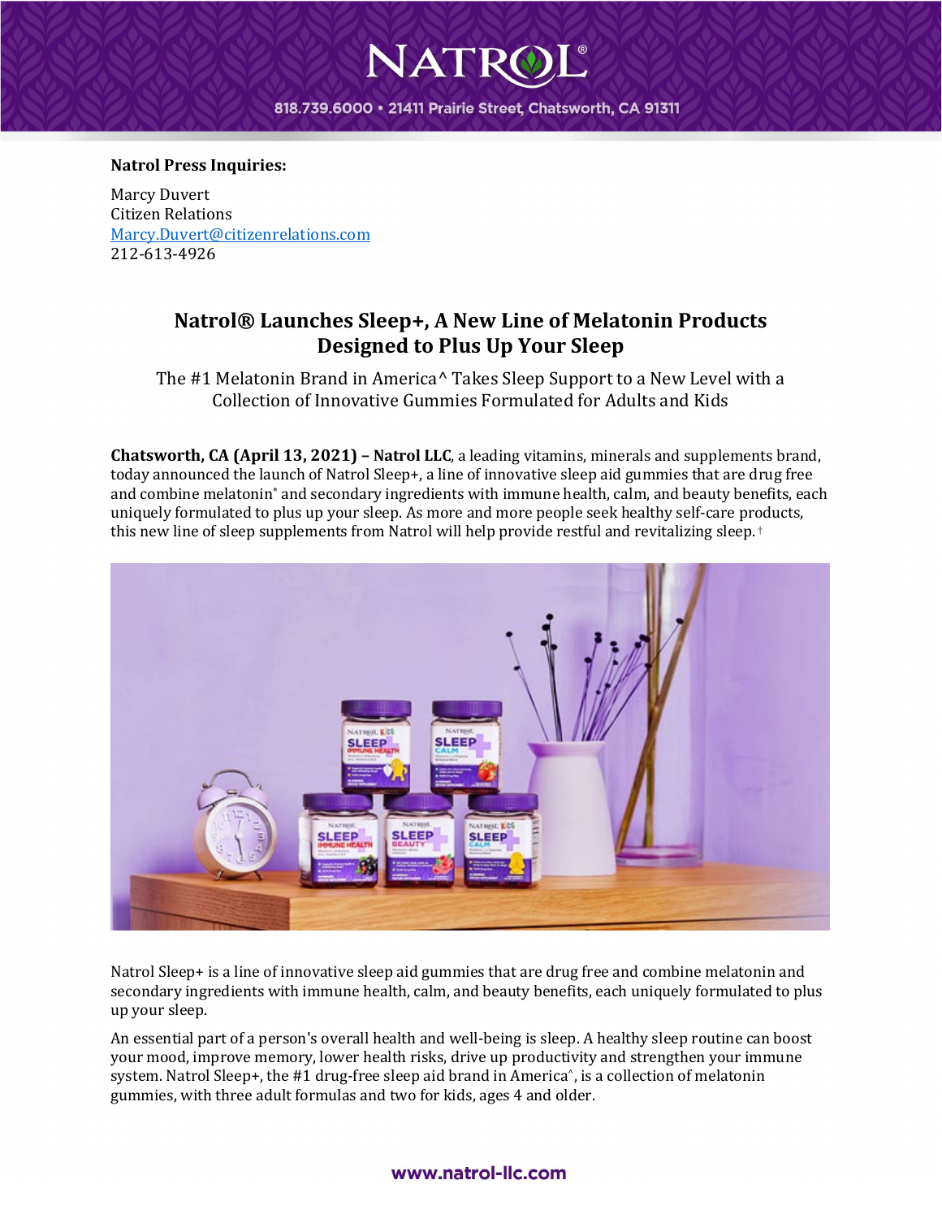**Natrol Press Inquiries:**

Marcy Duvert
Citizen Relations
Marcy.Duvert@citizenrelations.com
212-613-4926

# Natrol® Launches Sleep+, A New Line of Melatonin Products Designed to Plus Up Your Sleep

The #1 Melatonin Brand in America^ Takes Sleep Support to a New Level with a Collection of Innovative Gummies Formulated for Adults and Kids

**Chatsworth, CA (April 13, 2021) – Natrol LLC**, a leading vitamins, minerals and supplements brand, today announced the launch of Natrol Sleep+, a line of innovative sleep aid gummies that are drug free and combine melatonin* and secondary ingredients with immune health, calm, and beauty benefits, each uniquely formulated to plus up your sleep. As more and more people seek healthy self-care products, this new line of sleep supplements from Natrol will help provide restful and revitalizing sleep.†

Natrol Sleep+ is a line of innovative sleep aid gummies that are drug free and combine melatonin and secondary ingredients with immune health, calm, and beauty benefits, each uniquely formulated to plus up your sleep.

An essential part of a person's overall health and well-being is sleep. A healthy sleep routine can boost your mood, improve memory, lower health risks, drive up productivity and strengthen your immune system. Natrol Sleep+, the #1 drug-free sleep aid brand in America^, is a collection of melatonin gummies, with three adult formulas and two for kids, ages 4 and older.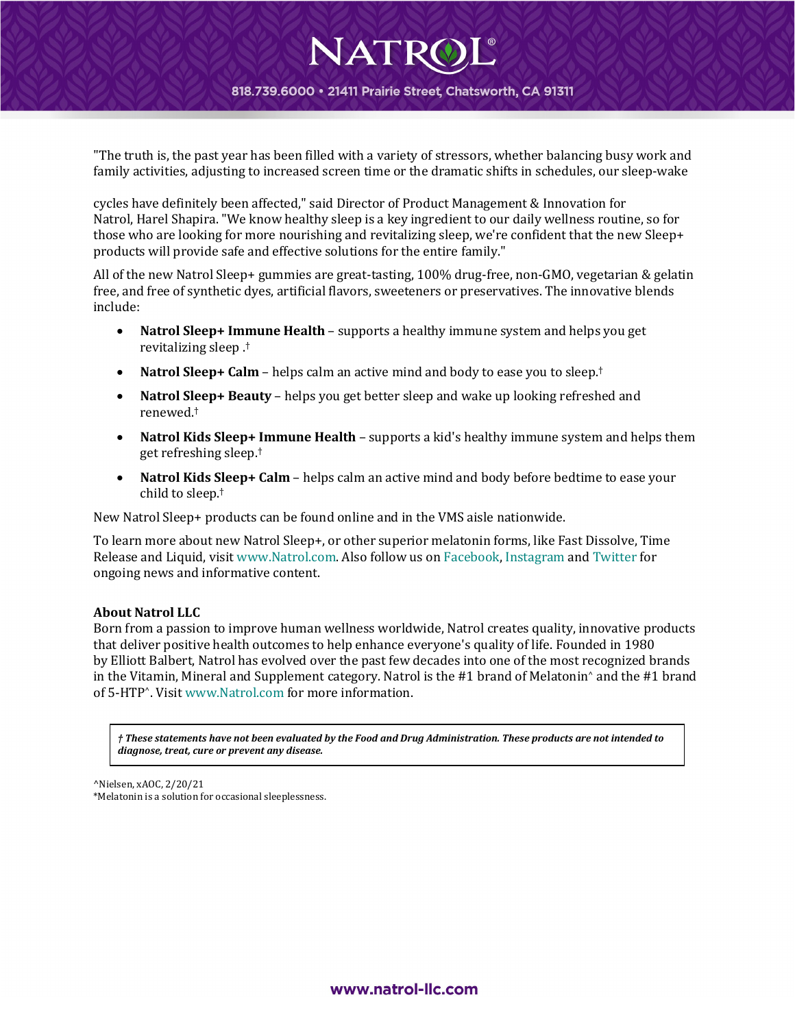"The truth is, the past year has been filled with a variety of stressors, whether balancing busy work and family activities, adjusting to increased screen time or the dramatic shifts in schedules, our sleep-wake

cycles have definitely been affected," said Director of Product Management & Innovation for Natrol, Harel Shapira. "We know healthy sleep is a key ingredient to our daily wellness routine, so for those who are looking for more nourishing and revitalizing sleep, we're confident that the new Sleep+ products will provide safe and effective solutions for the entire family."

All of the new Natrol Sleep+ gummies are great-tasting, 100% drug-free, non-GMO, vegetarian & gelatin free, and free of synthetic dyes, artificial flavors, sweeteners or preservatives. The innovative blends include:

- **Natrol Sleep+ Immune Health** – supports a healthy immune system and helps you get revitalizing sleep .†
- **Natrol Sleep+ Calm** – helps calm an active mind and body to ease you to sleep.†
- **Natrol Sleep+ Beauty** – helps you get better sleep and wake up looking refreshed and renewed.†
- **Natrol Kids Sleep+ Immune Health** – supports a kid's healthy immune system and helps them get refreshing sleep.†
- **Natrol Kids Sleep+ Calm** – helps calm an active mind and body before bedtime to ease your child to sleep.†

New Natrol Sleep+ products can be found online and in the VMS aisle nationwide.

To learn more about new Natrol Sleep+, or other superior melatonin forms, like Fast Dissolve, Time Release and Liquid, visit www.Natrol.com. Also follow us on Facebook, Instagram and Twitter for ongoing news and informative content.

**About Natrol LLC**

Born from a passion to improve human wellness worldwide, Natrol creates quality, innovative products that deliver positive health outcomes to help enhance everyone's quality of life. Founded in 1980 by Elliott Balbert, Natrol has evolved over the past few decades into one of the most recognized brands in the Vitamin, Mineral and Supplement category. Natrol is the #1 brand of Melatonin^ and the #1 brand of 5-HTP^. Visit www.Natrol.com for more information.

***† These statements have not been evaluated by the Food and Drug Administration. These products are not intended to diagnose, treat, cure or prevent any disease.***

^Nielsen, xAOC, 2/20/21

*Melatonin is a solution for occasional sleeplessness.